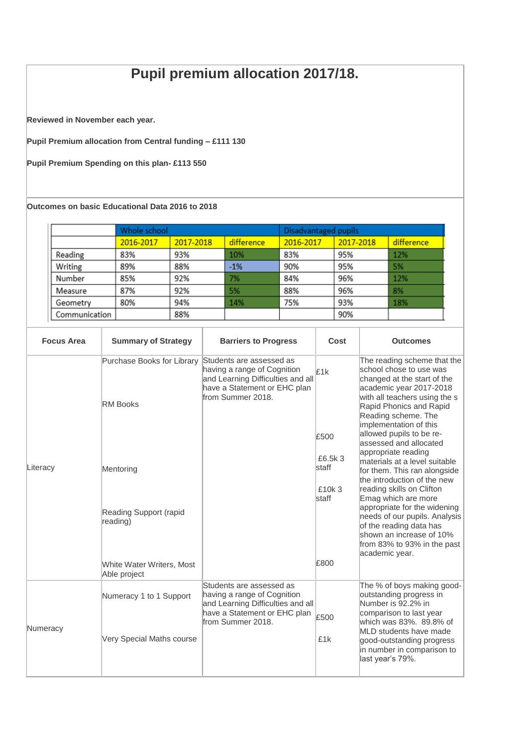# Pupil premium allocation 2017/18.

**Reviewed in November each year.**

**Pupil Premium allocation from Central funding – £111 130**

**Pupil Premium Spending on this plan- £113 550**

**Outcomes on basic Educational Data 2016 to 2018**

| | Whole school | | | Disadvantaged pupils | | |
|---|---|---|---|---|---|---|
| | 2016-2017 | 2017-2018 | difference | 2016-2017 | 2017-2018 | difference |
| Reading | 83% | 93% | 10% | 83% | 95% | 12% |
| Writing | 89% | 88% | -1% | 90% | 95% | 5% |
| Number | 85% | 92% | 7% | 84% | 96% | 12% |
| Measure | 87% | 92% | 5% | 88% | 96% | 8% |
| Geometry | 80% | 94% | 14% | 75% | 93% | 18% |
| Communication | | 88% | | | 90% | |

| Focus Area | Summary of Strategy | Barriers to Progress | Cost | Outcomes |
|---|---|---|---|---|
| Literacy | Purchase Books for Library<br><br>RM Books<br><br>Mentoring<br><br>Reading Support (rapid reading)<br><br>White Water Writers, Most Able project | Students are assessed as having a range of Cognition and Learning Difficulties and all have a Statement or EHC plan from Summer 2018. | £1k<br><br>£500<br><br>£6.5k 3 staff<br><br>£10k 3 staff<br><br>£800 | The reading scheme that the school chose to use was changed at the start of the academic year 2017-2018 with all teachers using the s Rapid Phonics and Rapid Reading scheme. The implementation of this allowed pupils to be re-assessed and allocated appropriate reading materials at a level suitable for them. This ran alongside the introduction of the new reading skills on Clifton Emag which are more appropriate for the widening needs of our pupils. Analysis of the reading data has shown an increase of 10% from 83% to 93% in the past academic year. |
| Numeracy | Numeracy 1 to 1 Support<br><br>Very Special Maths course | Students are assessed as having a range of Cognition and Learning Difficulties and all have a Statement or EHC plan from Summer 2018. | £500<br><br>£1k | The % of boys making good-outstanding progress in Number is 92.2% in comparison to last year which was 83%. 89.8% of MLD students have made good-outstanding progress in number in comparison to last year's 79%. |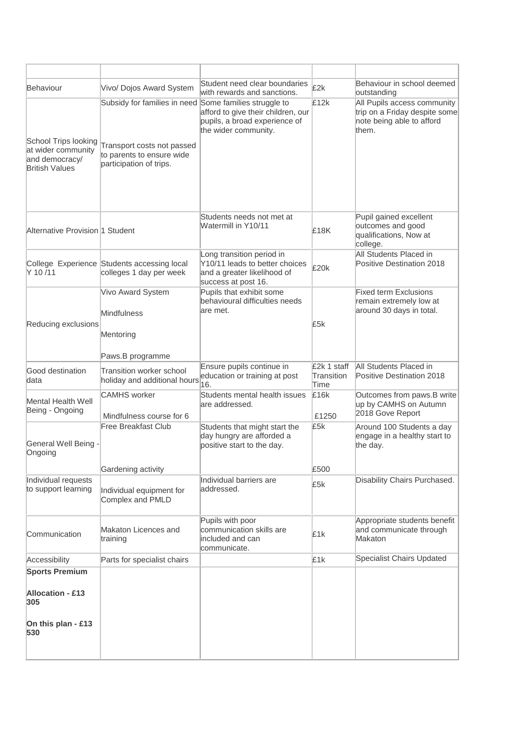| | | | | |
|---|---|---|---|---|
| Behaviour | Vivo/ Dojos Award System | Student need clear boundaries with rewards and sanctions. | £2k | Behaviour in school deemed outstanding |
| School Trips looking at wider community and democracy/ British Values | Subsidy for families in need<br><br>Transport costs not passed to parents to ensure wide participation of trips. | Some families struggle to afford to give their children, our pupils, a broad experience of the wider community. | £12k | All Pupils access community trip on a Friday despite some note being able to afford them. |
| Alternative Provision | 1 Student | Students needs not met at Watermill in Y10/11 | £18K | Pupil gained excellent outcomes and good qualifications, Now at college. |
| College Experience Y 10 /11 | Students accessing local colleges 1 day per week | Long transition period in Y10/11 leads to better choices and a greater likelihood of success at post 16. | £20k | All Students Placed in Positive Destination 2018 |
| Reducing exclusions | Vivo Award System<br><br>Mindfulness<br><br>Mentoring<br><br>Paws.B programme | Pupils that exhibit some behavioural difficulties needs are met. | £5k | Fixed term Exclusions remain extremely low at around 30 days in total. |
| Good destination data | Transition worker school holiday and additional hours | Ensure pupils continue in education or training at post 16. | £2k 1 staff Transition Time | All Students Placed in Positive Destination 2018 |
| Mental Health Well Being - Ongoing | CAMHS worker<br><br>Mindfulness course for 6 | Students mental health issues are addressed. | £16k<br><br>£1250 | Outcomes from paws.B write up by CAMHS on Autumn 2018 Gove Report |
| General Well Being - Ongoing | Free Breakfast Club<br><br>Gardening activity | Students that might start the day hungry are afforded a positive start to the day. | £5k<br><br>£500 | Around 100 Students a day engage in a healthy start to the day. |
| Individual requests to support learning | Individual equipment for Complex and PMLD | Individual barriers are addressed. | £5k | Disability Chairs Purchased. |
| Communication | Makaton Licences and training | Pupils with poor communication skills are included and can communicate. | £1k | Appropriate students benefit and communicate through Makaton |
| Accessibility | Parts for specialist chairs | | £1k | Specialist Chairs Updated |
| **Sports Premium**<br><br>**Allocation - £13 305**<br><br>**On this plan - £13 530** | | | | |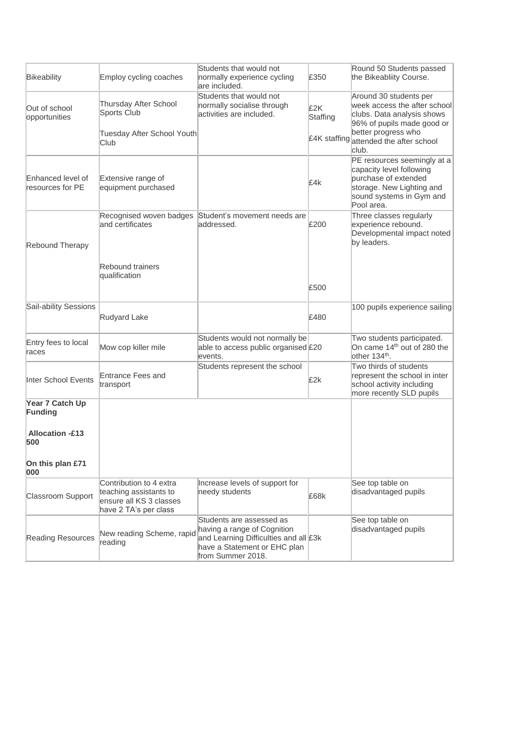| | | | | |
|---|---|---|---|---|
| Bikeability | Employ cycling coaches | Students that would not normally experience cycling are included. | £350 | Round 50 Students passed the Bikeabliity Course. |
| Out of school opportunities | Thursday After School Sports Club<br><br>Tuesday After School Youth Club | Students that would not normally socialise through activities are included. | £2K Staffing<br><br>£4K staffing | Around 30 students per week access the after school clubs. Data analysis shows 96% of pupils made good or better progress who attended the after school club. |
| Enhanced level of resources for PE | Extensive range of equipment purchased | | £4k | PE resources seemingly at a capacity level following purchase of extended storage. New Lighting and sound systems in Gym and Pool area. |
| Rebound Therapy | Recognised woven badges and certificates<br><br>Rebound trainers qualification | Student's movement needs are addressed. | £200<br><br>£500 | Three classes regularly experience rebound. Developmental impact noted by leaders. |
| Sail-ability Sessions | Rudyard Lake | | £480 | 100 pupils experience sailing |
| Entry fees to local races | Mow cop killer mile | Students would not normally be able to access public organised events. | £20 | Two students participated. On came 14th out of 280 the other 134th. |
| Inter School Events | Entrance Fees and transport | Students represent the school | £2k | Two thirds of students represent the school in inter school activity including more recently SLD pupils |
| **Year 7 Catch Up Funding**<br><br>**Allocation -£13 500**<br><br>**On this plan £71 000** | | | | |
| Classroom Support | Contribution to 4 extra teaching assistants to ensure all KS 3 classes have 2 TA's per class | Increase levels of support for needy students | £68k | See top table on disadvantaged pupils |
| Reading Resources | New reading Scheme, rapid reading | Students are assessed as having a range of Cognition and Learning Difficulties and all have a Statement or EHC plan from Summer 2018. | £3k | See top table on disadvantaged pupils |